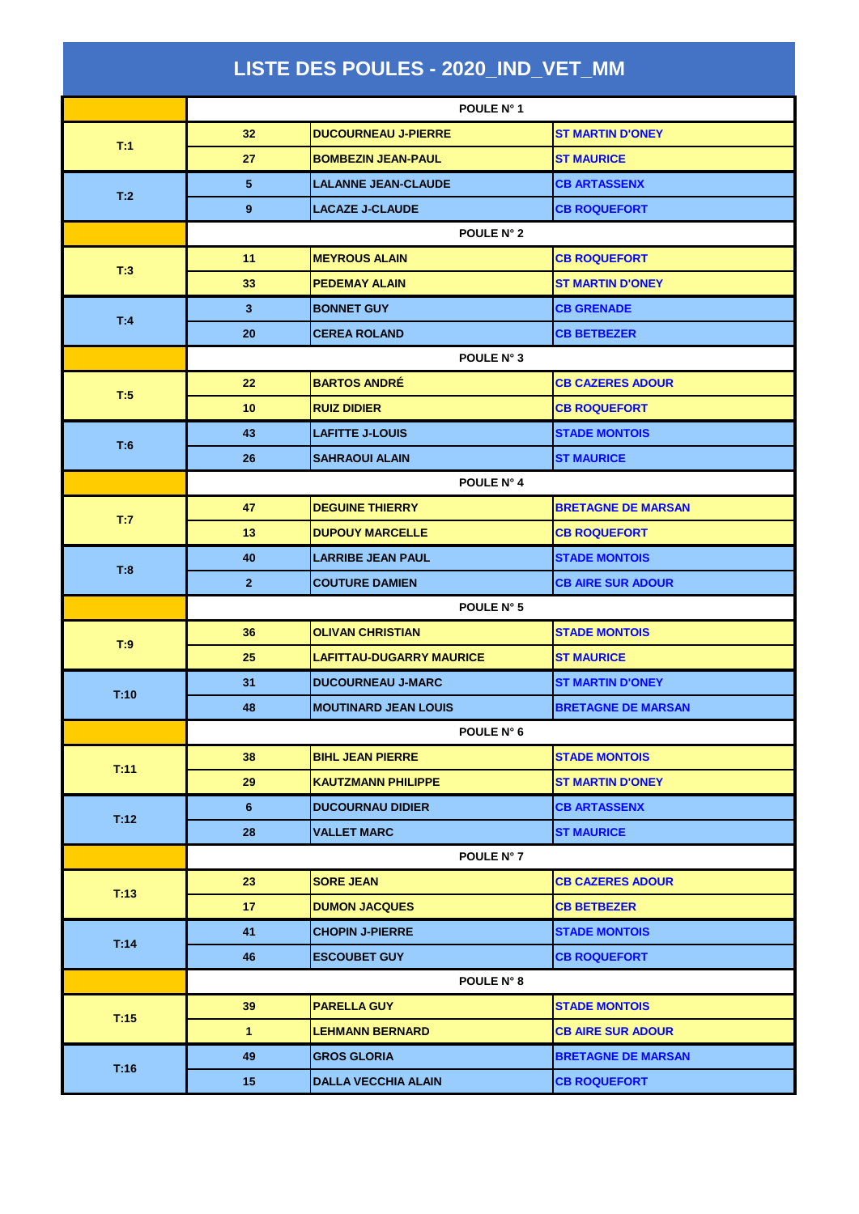# LISTE DES POULES - 2020_IND_VET_MM

| | POULE N° 1 | | |
|---|---|---|---|
| T:1 | 32 | DUCOURNEAU J-PIERRE | ST MARTIN D'ONEY |
| | 27 | BOMBEZIN JEAN-PAUL | ST MAURICE |
| T:2 | 5 | LALANNE JEAN-CLAUDE | CB ARTASSENX |
| | 9 | LACAZE J-CLAUDE | CB ROQUEFORT |
| | POULE N° 2 | | |
| T:3 | 11 | MEYROUS ALAIN | CB ROQUEFORT |
| | 33 | PEDEMAY ALAIN | ST MARTIN D'ONEY |
| T:4 | 3 | BONNET GUY | CB GRENADE |
| | 20 | CEREA ROLAND | CB BETBEZER |
| | POULE N° 3 | | |
| T:5 | 22 | BARTOS ANDRÉ | CB CAZERES ADOUR |
| | 10 | RUIZ DIDIER | CB ROQUEFORT |
| T:6 | 43 | LAFITTE J-LOUIS | STADE MONTOIS |
| | 26 | SAHRAOUI ALAIN | ST MAURICE |
| | POULE N° 4 | | |
| T:7 | 47 | DEGUINE THIERRY | BRETAGNE DE MARSAN |
| | 13 | DUPOUY MARCELLE | CB ROQUEFORT |
| T:8 | 40 | LARRIBE JEAN PAUL | STADE MONTOIS |
| | 2 | COUTURE DAMIEN | CB AIRE SUR ADOUR |
| | POULE N° 5 | | |
| T:9 | 36 | OLIVAN CHRISTIAN | STADE MONTOIS |
| | 25 | LAFITTAU-DUGARRY MAURICE | ST MAURICE |
| T:10 | 31 | DUCOURNEAU J-MARC | ST MARTIN D'ONEY |
| | 48 | MOUTINARD JEAN LOUIS | BRETAGNE DE MARSAN |
| | POULE N° 6 | | |
| T:11 | 38 | BIHL JEAN PIERRE | STADE MONTOIS |
| | 29 | KAUTZMANN PHILIPPE | ST MARTIN D'ONEY |
| T:12 | 6 | DUCOURNAU DIDIER | CB ARTASSENX |
| | 28 | VALLET MARC | ST MAURICE |
| | POULE N° 7 | | |
| T:13 | 23 | SORE JEAN | CB CAZERES ADOUR |
| | 17 | DUMON JACQUES | CB BETBEZER |
| T:14 | 41 | CHOPIN J-PIERRE | STADE MONTOIS |
| | 46 | ESCOUBET GUY | CB ROQUEFORT |
| | POULE N° 8 | | |
| T:15 | 39 | PARELLA GUY | STADE MONTOIS |
| | 1 | LEHMANN BERNARD | CB AIRE SUR ADOUR |
| T:16 | 49 | GROS GLORIA | BRETAGNE DE MARSAN |
| | 15 | DALLA VECCHIA ALAIN | CB ROQUEFORT |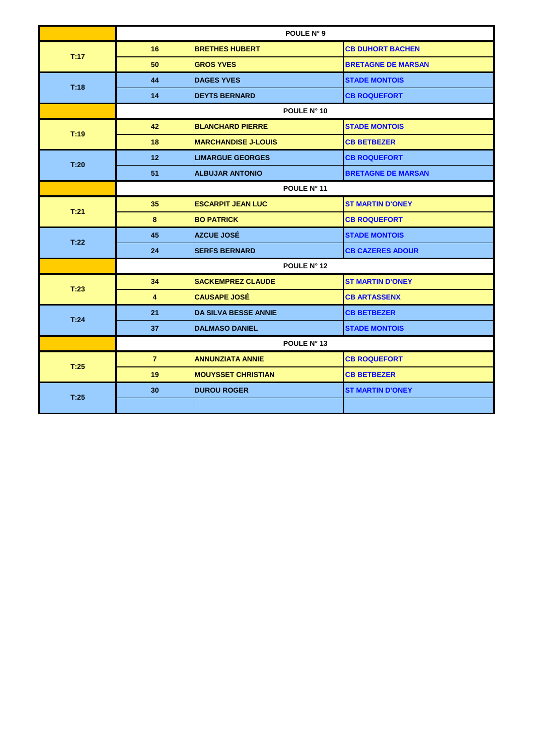| | | | |
|---|---|---|---|
| | POULE N° 9 | | |
| T:17 | 16 | BRETHES HUBERT | CB DUHORT BACHEN |
| | 50 | GROS YVES | BRETAGNE DE MARSAN |
| T:18 | 44 | DAGES YVES | STADE MONTOIS |
| | 14 | DEYTS BERNARD | CB ROQUEFORT |
| | POULE N° 10 | | |
| T:19 | 42 | BLANCHARD PIERRE | STADE MONTOIS |
| | 18 | MARCHANDISE J-LOUIS | CB BETBEZER |
| T:20 | 12 | LIMARGUE GEORGES | CB ROQUEFORT |
| | 51 | ALBUJAR ANTONIO | BRETAGNE DE MARSAN |
| | POULE N° 11 | | |
| T:21 | 35 | ESCARPIT JEAN LUC | ST MARTIN D'ONEY |
| | 8 | BO PATRICK | CB ROQUEFORT |
| T:22 | 45 | AZCUE JOSÉ | STADE MONTOIS |
| | 24 | SERFS BERNARD | CB CAZERES ADOUR |
| | POULE N° 12 | | |
| T:23 | 34 | SACKEMPREZ CLAUDE | ST MARTIN D'ONEY |
| | 4 | CAUSAPE JOSÉ | CB ARTASSENX |
| T:24 | 21 | DA SILVA BESSE ANNIE | CB BETBEZER |
| | 37 | DALMASO DANIEL | STADE MONTOIS |
| | POULE N° 13 | | |
| T:25 | 7 | ANNUNZIATA ANNIE | CB ROQUEFORT |
| | 19 | MOUYSSET CHRISTIAN | CB BETBEZER |
| T:25 | 30 | DUROU ROGER | ST MARTIN D'ONEY |
| | | | |